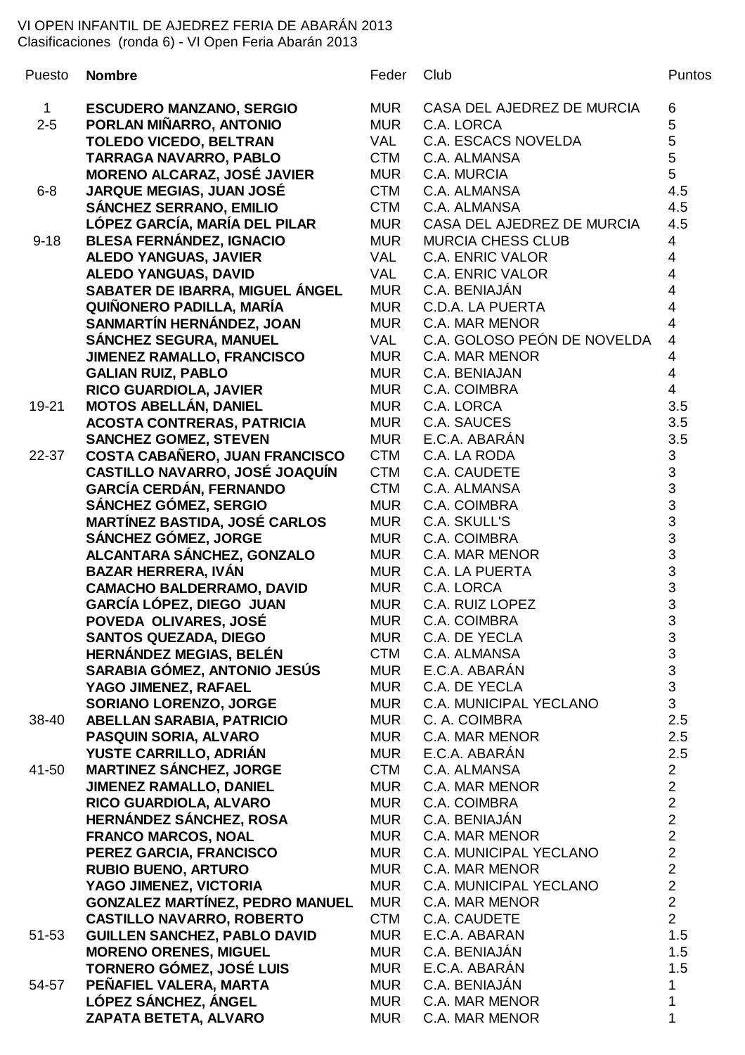VI OPEN INFANTIL DE AJEDREZ FERIA DE ABARÁN 2013
Clasificaciones (ronda 6) - VI Open Feria Abarán 2013

| Puesto | Nombre | Feder | Club | Puntos |
|---|---|---|---|---|
| 1 | **ESCUDERO MANZANO, SERGIO** | MUR | CASA DEL AJEDREZ DE MURCIA | 6 |
| 2-5 | **PORLAN MIÑARRO, ANTONIO** | MUR | C.A. LORCA | 5 |
| | **TOLEDO VICEDO, BELTRAN** | VAL | C.A. ESCACS NOVELDA | 5 |
| | **TARRAGA NAVARRO, PABLO** | CTM | C.A. ALMANSA | 5 |
| | **MORENO ALCARAZ, JOSÉ JAVIER** | MUR | C.A. MURCIA | 5 |
| 6-8 | **JARQUE MEGIAS, JUAN JOSÉ** | CTM | C.A. ALMANSA | 4.5 |
| | **SÁNCHEZ SERRANO, EMILIO** | CTM | C.A. ALMANSA | 4.5 |
| | **LÓPEZ GARCÍA, MARÍA DEL PILAR** | MUR | CASA DEL AJEDREZ DE MURCIA | 4.5 |
| 9-18 | **BLESA FERNÁNDEZ, IGNACIO** | MUR | MURCIA CHESS CLUB | 4 |
| | **ALEDO YANGUAS, JAVIER** | VAL | C.A. ENRIC VALOR | 4 |
| | **ALEDO YANGUAS, DAVID** | VAL | C.A. ENRIC VALOR | 4 |
| | **SABATER DE IBARRA, MIGUEL ÁNGEL** | MUR | C.A. BENIAJÁN | 4 |
| | **QUIÑONERO PADILLA, MARÍA** | MUR | C.D.A. LA PUERTA | 4 |
| | **SANMARTÍN HERNÁNDEZ, JOAN** | MUR | C.A. MAR MENOR | 4 |
| | **SÁNCHEZ SEGURA, MANUEL** | VAL | C.A. GOLOSO PEÓN DE NOVELDA | 4 |
| | **JIMENEZ RAMALLO, FRANCISCO** | MUR | C.A. MAR MENOR | 4 |
| | **GALIAN RUIZ, PABLO** | MUR | C.A. BENIAJAN | 4 |
| | **RICO GUARDIOLA, JAVIER** | MUR | C.A. COIMBRA | 4 |
| 19-21 | **MOTOS ABELLÁN, DANIEL** | MUR | C.A. LORCA | 3.5 |
| | **ACOSTA CONTRERAS, PATRICIA** | MUR | C.A. SAUCES | 3.5 |
| | **SANCHEZ GOMEZ, STEVEN** | MUR | E.C.A. ABARÁN | 3.5 |
| 22-37 | **COSTA CABAÑERO, JUAN FRANCISCO** | CTM | C.A. LA RODA | 3 |
| | **CASTILLO NAVARRO, JOSÉ JOAQUÍN** | CTM | C.A. CAUDETE | 3 |
| | **GARCÍA CERDÁN, FERNANDO** | CTM | C.A. ALMANSA | 3 |
| | **SÁNCHEZ GÓMEZ, SERGIO** | MUR | C.A. COIMBRA | 3 |
| | **MARTÍNEZ BASTIDA, JOSÉ CARLOS** | MUR | C.A. SKULL'S | 3 |
| | **SÁNCHEZ GÓMEZ, JORGE** | MUR | C.A. COIMBRA | 3 |
| | **ALCANTARA SÁNCHEZ, GONZALO** | MUR | C.A. MAR MENOR | 3 |
| | **BAZAR HERRERA, IVÁN** | MUR | C.A. LA PUERTA | 3 |
| | **CAMACHO BALDERRAMO, DAVID** | MUR | C.A. LORCA | 3 |
| | **GARCÍA LÓPEZ, DIEGO JUAN** | MUR | C.A. RUIZ LOPEZ | 3 |
| | **POVEDA OLIVARES, JOSÉ** | MUR | C.A. COIMBRA | 3 |
| | **SANTOS QUEZADA, DIEGO** | MUR | C.A. DE YECLA | 3 |
| | **HERNÁNDEZ MEGIAS, BELÉN** | CTM | C.A. ALMANSA | 3 |
| | **SARABIA GÓMEZ, ANTONIO JESÚS** | MUR | E.C.A. ABARÁN | 3 |
| | **YAGO JIMENEZ, RAFAEL** | MUR | C.A. DE YECLA | 3 |
| | **SORIANO LORENZO, JORGE** | MUR | C.A. MUNICIPAL YECLANO | 3 |
| 38-40 | **ABELLAN SARABIA, PATRICIO** | MUR | C. A. COIMBRA | 2.5 |
| | **PASQUIN SORIA, ALVARO** | MUR | C.A. MAR MENOR | 2.5 |
| | **YUSTE CARRILLO, ADRIÁN** | MUR | E.C.A. ABARÁN | 2.5 |
| 41-50 | **MARTINEZ SÁNCHEZ, JORGE** | CTM | C.A. ALMANSA | 2 |
| | **JIMENEZ RAMALLO, DANIEL** | MUR | C.A. MAR MENOR | 2 |
| | **RICO GUARDIOLA, ALVARO** | MUR | C.A. COIMBRA | 2 |
| | **HERNÁNDEZ SÁNCHEZ, ROSA** | MUR | C.A. BENIAJÁN | 2 |
| | **FRANCO MARCOS, NOAL** | MUR | C.A. MAR MENOR | 2 |
| | **PEREZ GARCIA, FRANCISCO** | MUR | C.A. MUNICIPAL YECLANO | 2 |
| | **RUBIO BUENO, ARTURO** | MUR | C.A. MAR MENOR | 2 |
| | **YAGO JIMENEZ, VICTORIA** | MUR | C.A. MUNICIPAL YECLANO | 2 |
| | **GONZALEZ MARTÍNEZ, PEDRO MANUEL** | MUR | C.A. MAR MENOR | 2 |
| | **CASTILLO NAVARRO, ROBERTO** | CTM | C.A. CAUDETE | 2 |
| 51-53 | **GUILLEN SANCHEZ, PABLO DAVID** | MUR | E.C.A. ABARAN | 1.5 |
| | **MORENO ORENES, MIGUEL** | MUR | C.A. BENIAJÁN | 1.5 |
| | **TORNERO GÓMEZ, JOSÉ LUIS** | MUR | E.C.A. ABARÁN | 1.5 |
| 54-57 | **PEÑAFIEL VALERA, MARTA** | MUR | C.A. BENIAJÁN | 1 |
| | **LÓPEZ SÁNCHEZ, ÁNGEL** | MUR | C.A. MAR MENOR | 1 |
| | **ZAPATA BETETA, ALVARO** | MUR | C.A. MAR MENOR | 1 |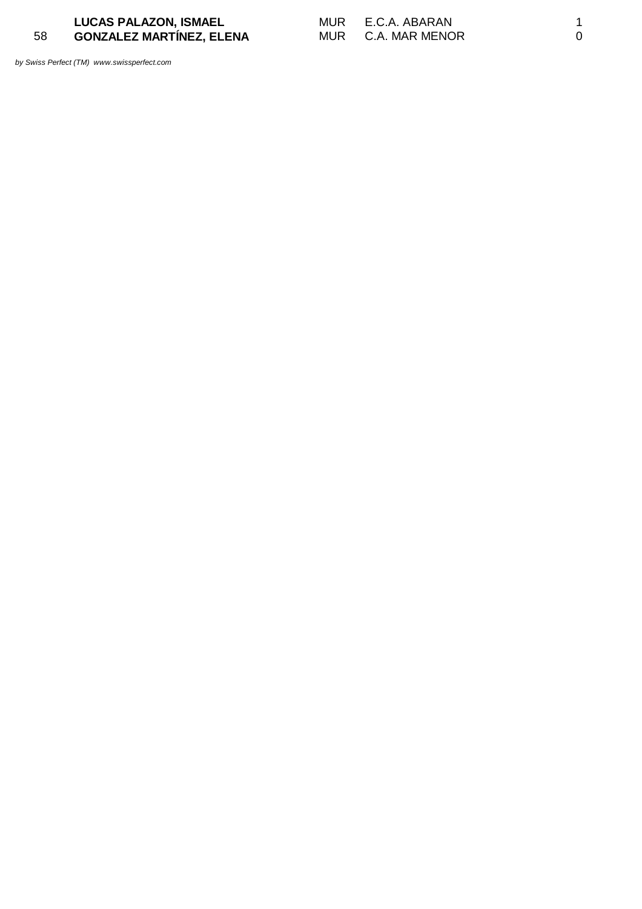| | | | | |
|---|---|---|---|---|
| | **LUCAS PALAZON, ISMAEL** | MUR | E.C.A. ABARAN | 1 |
| 58 | **GONZALEZ MARTÍNEZ, ELENA** | MUR | C.A. MAR MENOR | 0 |

*by Swiss Perfect (TM) www.swissperfect.com*